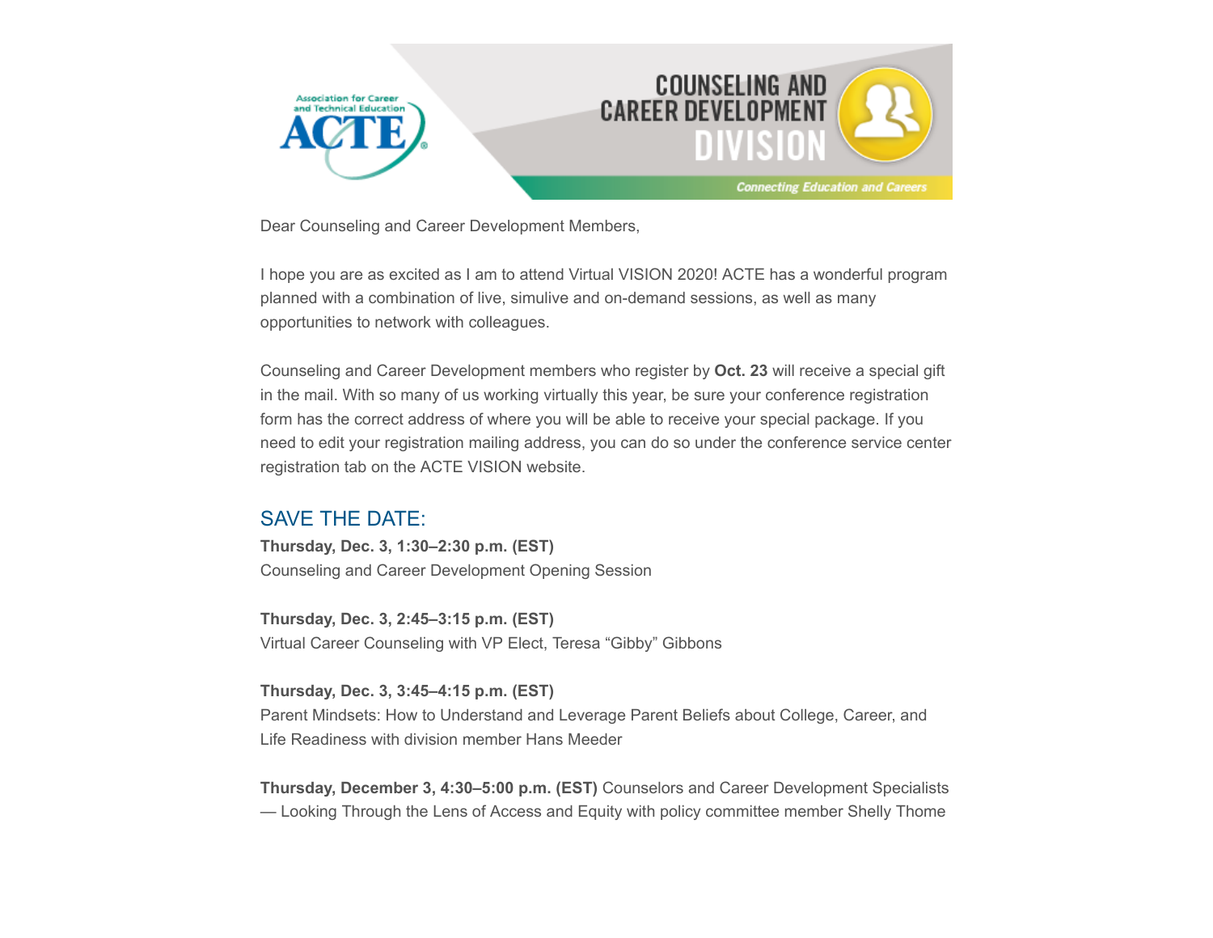Association for Career and Technical Education ACTE

# COUNSELING AND CAREER DEVELOPMENT DIVISION

*Connecting Education and Careers*

Dear Counseling and Career Development Members,

I hope you are as excited as I am to attend Virtual VISION 2020! ACTE has a wonderful program planned with a combination of live, simulive and on-demand sessions, as well as many opportunities to network with colleagues.

Counseling and Career Development members who register by **Oct. 23** will receive a special gift in the mail. With so many of us working virtually this year, be sure your conference registration form has the correct address of where you will be able to receive your special package. If you need to edit your registration mailing address, you can do so under the conference service center registration tab on the ACTE VISION website.

## SAVE THE DATE:

**Thursday, Dec. 3, 1:30–2:30 p.m. (EST)**
Counseling and Career Development Opening Session

**Thursday, Dec. 3, 2:45–3:15 p.m. (EST)**
Virtual Career Counseling with VP Elect, Teresa "Gibby" Gibbons

**Thursday, Dec. 3, 3:45–4:15 p.m. (EST)**
Parent Mindsets: How to Understand and Leverage Parent Beliefs about College, Career, and Life Readiness with division member Hans Meeder

**Thursday, December 3, 4:30–5:00 p.m. (EST)** Counselors and Career Development Specialists — Looking Through the Lens of Access and Equity with policy committee member Shelly Thome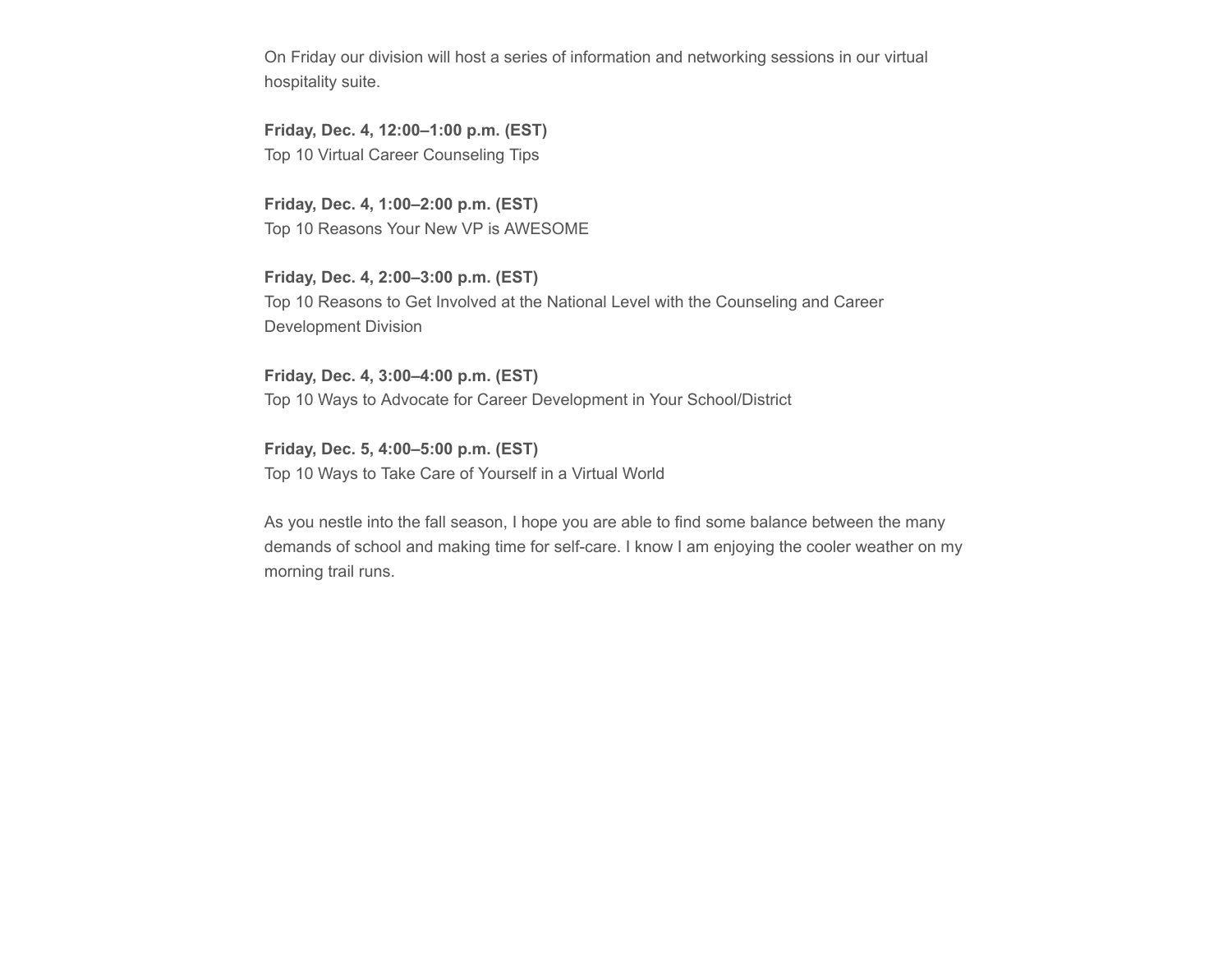On Friday our division will host a series of information and networking sessions in our virtual hospitality suite.

**Friday, Dec. 4, 12:00–1:00 p.m. (EST)**
Top 10 Virtual Career Counseling Tips

**Friday, Dec. 4, 1:00–2:00 p.m. (EST)**
Top 10 Reasons Your New VP is AWESOME

**Friday, Dec. 4, 2:00–3:00 p.m. (EST)**
Top 10 Reasons to Get Involved at the National Level with the Counseling and Career Development Division

**Friday, Dec. 4, 3:00–4:00 p.m. (EST)**
Top 10 Ways to Advocate for Career Development in Your School/District

**Friday, Dec. 5, 4:00–5:00 p.m. (EST)**
Top 10 Ways to Take Care of Yourself in a Virtual World

As you nestle into the fall season, I hope you are able to find some balance between the many demands of school and making time for self-care. I know I am enjoying the cooler weather on my morning trail runs.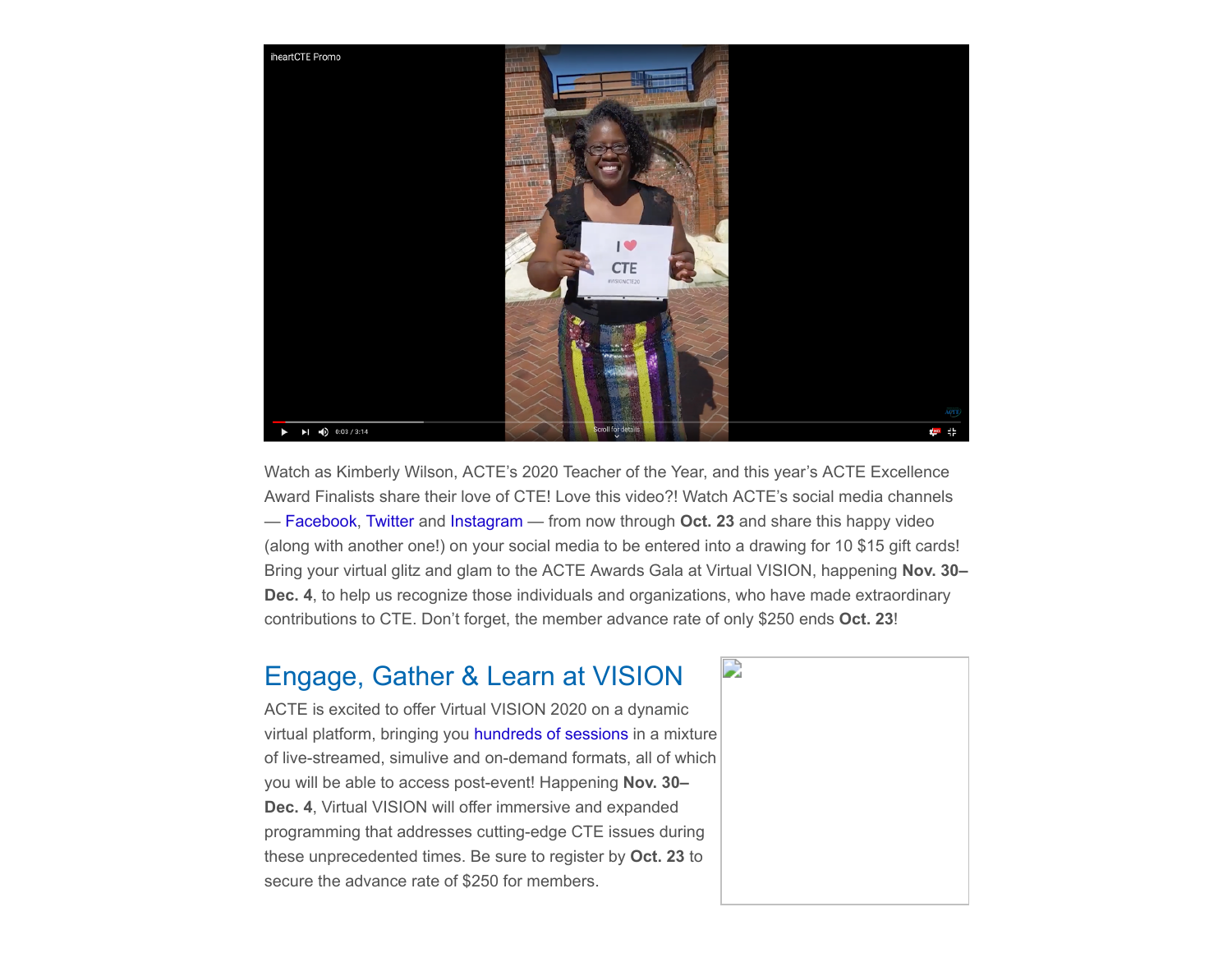Watch as Kimberly Wilson, ACTE's 2020 Teacher of the Year, and this year's ACTE Excellence Award Finalists share their love of CTE! Love this video?! Watch ACTE's social media channels — Facebook, Twitter and Instagram — from now through **Oct. 23** and share this happy video (along with another one!) on your social media to be entered into a drawing for 10 $15 gift cards! Bring your virtual glitz and glam to the ACTE Awards Gala at Virtual VISION, happening **Nov. 30–Dec. 4**, to help us recognize those individuals and organizations, who have made extraordinary contributions to CTE. Don't forget, the member advance rate of only $250 ends **Oct. 23**!

## Engage, Gather & Learn at VISION

ACTE is excited to offer Virtual VISION 2020 on a dynamic virtual platform, bringing you hundreds of sessions in a mixture of live-streamed, simulive and on-demand formats, all of which you will be able to access post-event! Happening **Nov. 30–Dec. 4**, Virtual VISION will offer immersive and expanded programming that addresses cutting-edge CTE issues during these unprecedented times. Be sure to register by **Oct. 23** to secure the advance rate of $250 for members.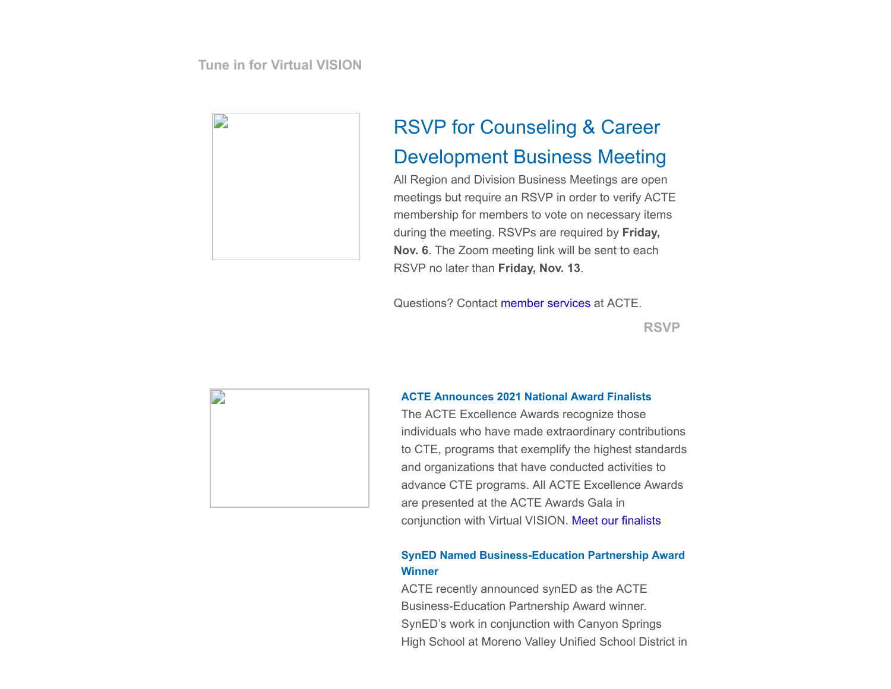Tune in for Virtual VISION

## RSVP for Counseling & Career Development Business Meeting

All Region and Division Business Meetings are open meetings but require an RSVP in order to verify ACTE membership for members to vote on necessary items during the meeting. RSVPs are required by **Friday, Nov. 6**. The Zoom meeting link will be sent to each RSVP no later than **Friday, Nov. 13**.

Questions? Contact member services at ACTE.

RSVP

### ACTE Announces 2021 National Award Finalists

The ACTE Excellence Awards recognize those individuals who have made extraordinary contributions to CTE, programs that exemplify the highest standards and organizations that have conducted activities to advance CTE programs. All ACTE Excellence Awards are presented at the ACTE Awards Gala in conjunction with Virtual VISION. Meet our finalists

### SynED Named Business-Education Partnership Award Winner

ACTE recently announced synED as the ACTE Business-Education Partnership Award winner. SynED's work in conjunction with Canyon Springs High School at Moreno Valley Unified School District in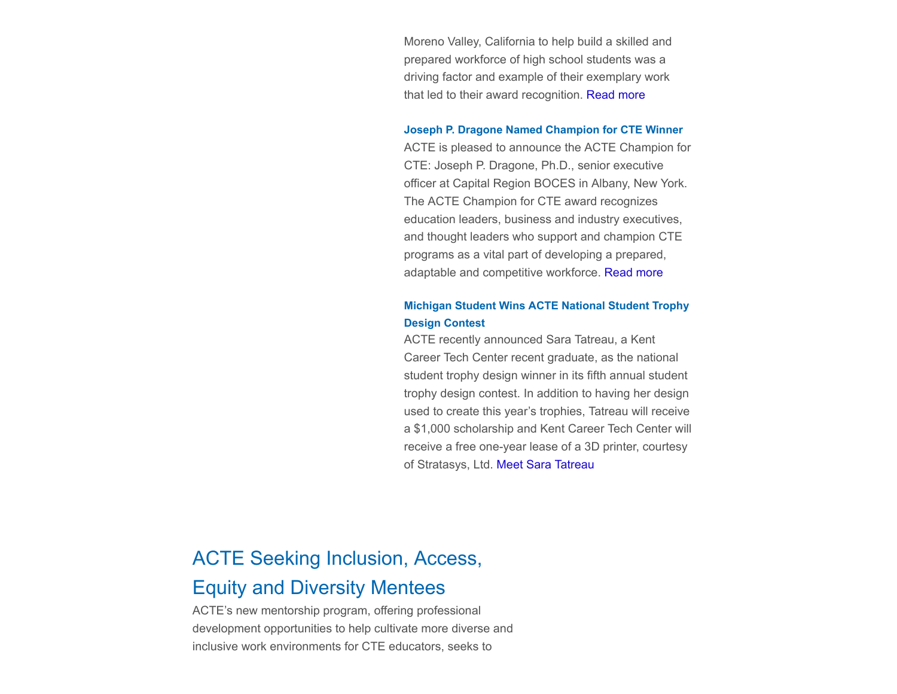Moreno Valley, California to help build a skilled and prepared workforce of high school students was a driving factor and example of their exemplary work that led to their award recognition. Read more

**Joseph P. Dragone Named Champion for CTE Winner**

ACTE is pleased to announce the ACTE Champion for CTE: Joseph P. Dragone, Ph.D., senior executive officer at Capital Region BOCES in Albany, New York. The ACTE Champion for CTE award recognizes education leaders, business and industry executives, and thought leaders who support and champion CTE programs as a vital part of developing a prepared, adaptable and competitive workforce. Read more

**Michigan Student Wins ACTE National Student Trophy Design Contest**

ACTE recently announced Sara Tatreau, a Kent Career Tech Center recent graduate, as the national student trophy design winner in its fifth annual student trophy design contest. In addition to having her design used to create this year's trophies, Tatreau will receive a $1,000 scholarship and Kent Career Tech Center will receive a free one-year lease of a 3D printer, courtesy of Stratasys, Ltd. Meet Sara Tatreau

## ACTE Seeking Inclusion, Access, Equity and Diversity Mentees

ACTE's new mentorship program, offering professional development opportunities to help cultivate more diverse and inclusive work environments for CTE educators, seeks to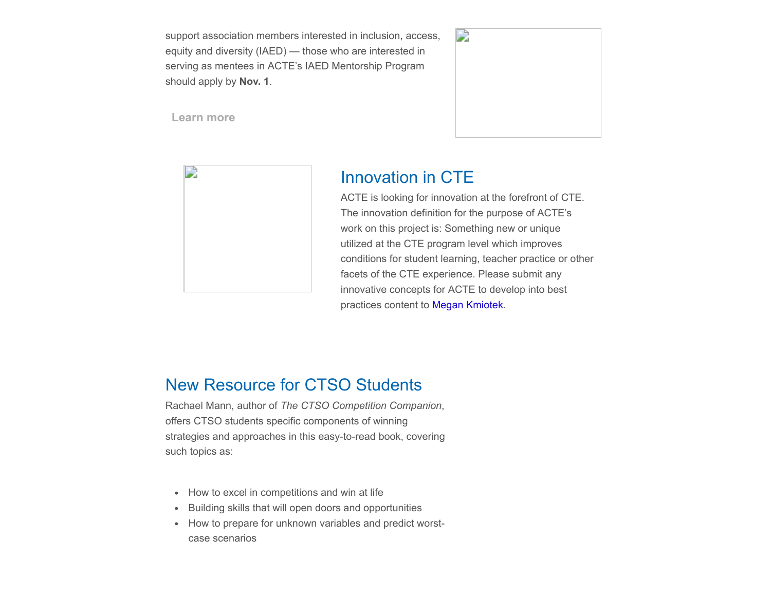support association members interested in inclusion, access, equity and diversity (IAED) — those who are interested in serving as mentees in ACTE's IAED Mentorship Program should apply by **Nov. 1**.

Learn more

## Innovation in CTE

ACTE is looking for innovation at the forefront of CTE. The innovation definition for the purpose of ACTE's work on this project is: Something new or unique utilized at the CTE program level which improves conditions for student learning, teacher practice or other facets of the CTE experience. Please submit any innovative concepts for ACTE to develop into best practices content to Megan Kmiotek.

## New Resource for CTSO Students

Rachael Mann, author of *The CTSO Competition Companion*, offers CTSO students specific components of winning strategies and approaches in this easy-to-read book, covering such topics as:

- How to excel in competitions and win at life
- Building skills that will open doors and opportunities
- How to prepare for unknown variables and predict worst-case scenarios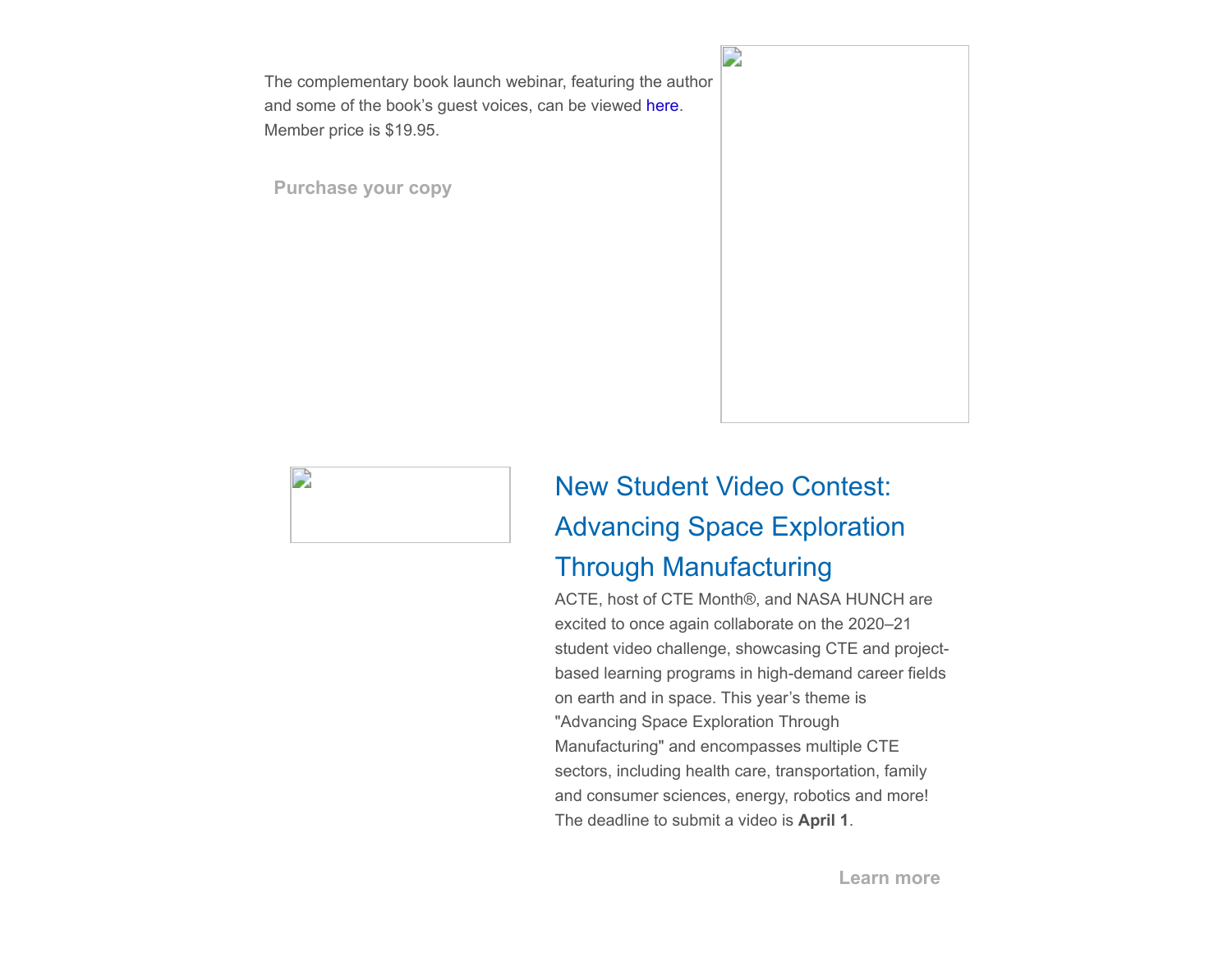The complementary book launch webinar, featuring the author and some of the book's guest voices, can be viewed here. Member price is $19.95.

**Purchase your copy**

## New Student Video Contest: Advancing Space Exploration Through Manufacturing

ACTE, host of CTE Month®, and NASA HUNCH are excited to once again collaborate on the 2020–21 student video challenge, showcasing CTE and project-based learning programs in high-demand career fields on earth and in space. This year's theme is "Advancing Space Exploration Through Manufacturing" and encompasses multiple CTE sectors, including health care, transportation, family and consumer sciences, energy, robotics and more! The deadline to submit a video is **April 1**.

**Learn more**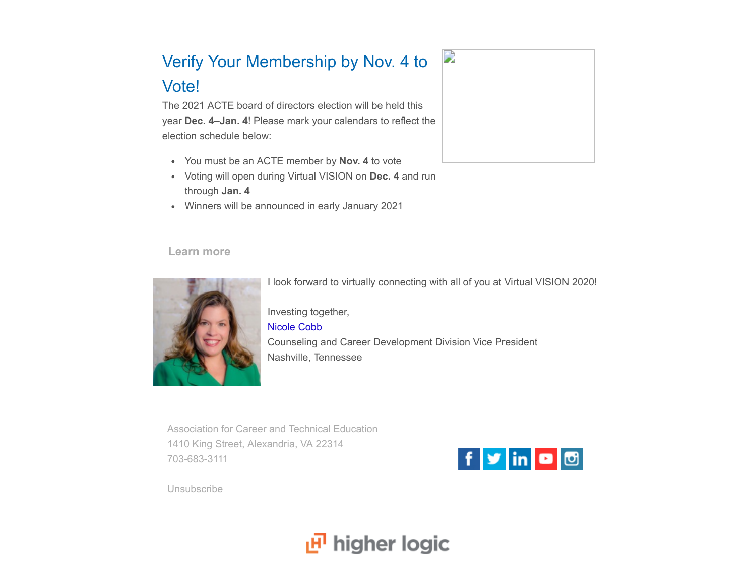## Verify Your Membership by Nov. 4 to Vote!

The 2021 ACTE board of directors election will be held this year **Dec. 4–Jan. 4**! Please mark your calendars to reflect the election schedule below:

- You must be an ACTE member by **Nov. 4** to vote
- Voting will open during Virtual VISION on **Dec. 4** and run through **Jan. 4**
- Winners will be announced in early January 2021

Learn more

I look forward to virtually connecting with all of you at Virtual VISION 2020!

Investing together,
Nicole Cobb
Counseling and Career Development Division Vice President
Nashville, Tennessee

Association for Career and Technical Education
1410 King Street, Alexandria, VA 22314
703-683-3111

Unsubscribe

higher logic